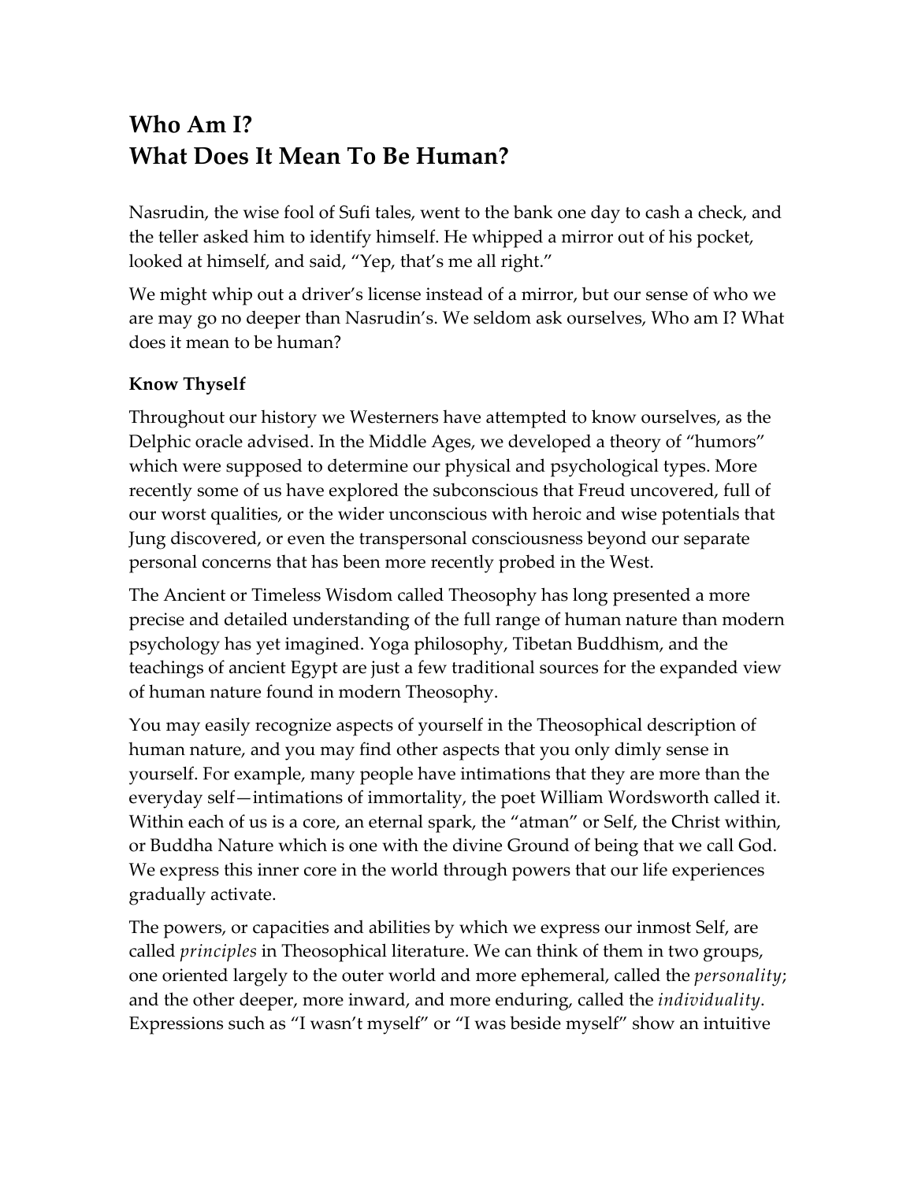# Who Am I?
# What Does It Mean To Be Human?

Nasrudin, the wise fool of Sufi tales, went to the bank one day to cash a check, and the teller asked him to identify himself. He whipped a mirror out of his pocket, looked at himself, and said, "Yep, that's me all right."

We might whip out a driver's license instead of a mirror, but our sense of who we are may go no deeper than Nasrudin's. We seldom ask ourselves, Who am I? What does it mean to be human?

**Know Thyself**

Throughout our history we Westerners have attempted to know ourselves, as the Delphic oracle advised. In the Middle Ages, we developed a theory of "humors" which were supposed to determine our physical and psychological types. More recently some of us have explored the subconscious that Freud uncovered, full of our worst qualities, or the wider unconscious with heroic and wise potentials that Jung discovered, or even the transpersonal consciousness beyond our separate personal concerns that has been more recently probed in the West.

The Ancient or Timeless Wisdom called Theosophy has long presented a more precise and detailed understanding of the full range of human nature than modern psychology has yet imagined. Yoga philosophy, Tibetan Buddhism, and the teachings of ancient Egypt are just a few traditional sources for the expanded view of human nature found in modern Theosophy.

You may easily recognize aspects of yourself in the Theosophical description of human nature, and you may find other aspects that you only dimly sense in yourself. For example, many people have intimations that they are more than the everyday self—intimations of immortality, the poet William Wordsworth called it. Within each of us is a core, an eternal spark, the "atman" or Self, the Christ within, or Buddha Nature which is one with the divine Ground of being that we call God. We express this inner core in the world through powers that our life experiences gradually activate.

The powers, or capacities and abilities by which we express our inmost Self, are called *principles* in Theosophical literature. We can think of them in two groups, one oriented largely to the outer world and more ephemeral, called the *personality*; and the other deeper, more inward, and more enduring, called the *individuality*. Expressions such as "I wasn't myself" or "I was beside myself" show an intuitive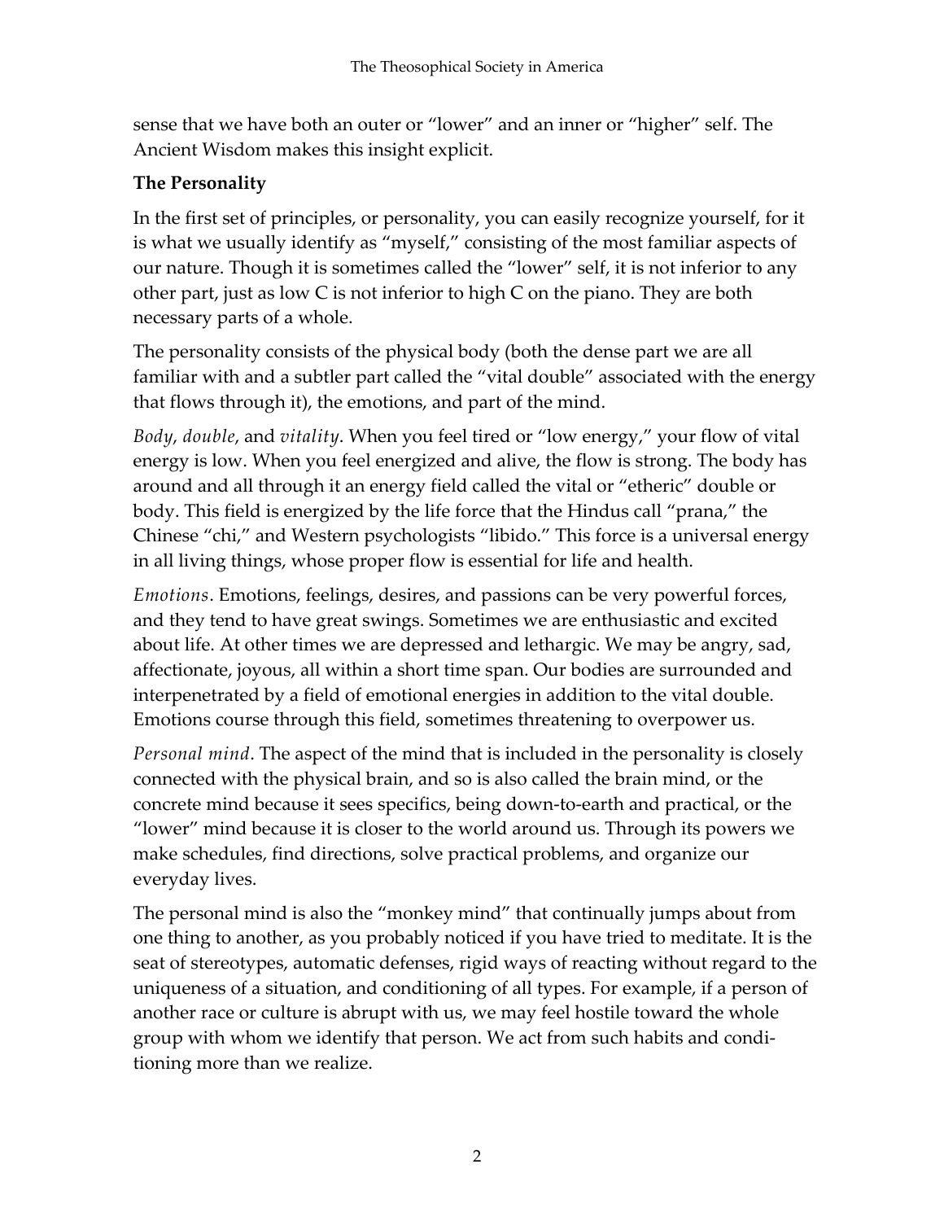sense that we have both an outer or "lower" and an inner or "higher" self. The Ancient Wisdom makes this insight explicit.

**The Personality**

In the first set of principles, or personality, you can easily recognize yourself, for it is what we usually identify as "myself," consisting of the most familiar aspects of our nature. Though it is sometimes called the "lower" self, it is not inferior to any other part, just as low C is not inferior to high C on the piano. They are both necessary parts of a whole.

The personality consists of the physical body (both the dense part we are all familiar with and a subtler part called the "vital double" associated with the energy that flows through it), the emotions, and part of the mind.

*Body*, *double*, and *vitality*. When you feel tired or "low energy," your flow of vital energy is low. When you feel energized and alive, the flow is strong. The body has around and all through it an energy field called the vital or "etheric" double or body. This field is energized by the life force that the Hindus call "prana," the Chinese "chi," and Western psychologists "libido." This force is a universal energy in all living things, whose proper flow is essential for life and health.

*Emotions*. Emotions, feelings, desires, and passions can be very powerful forces, and they tend to have great swings. Sometimes we are enthusiastic and excited about life. At other times we are depressed and lethargic. We may be angry, sad, affectionate, joyous, all within a short time span. Our bodies are surrounded and interpenetrated by a field of emotional energies in addition to the vital double. Emotions course through this field, sometimes threatening to overpower us.

*Personal mind*. The aspect of the mind that is included in the personality is closely connected with the physical brain, and so is also called the brain mind, or the concrete mind because it sees specifics, being down-to-earth and practical, or the "lower" mind because it is closer to the world around us. Through its powers we make schedules, find directions, solve practical problems, and organize our everyday lives.

The personal mind is also the "monkey mind" that continually jumps about from one thing to another, as you probably noticed if you have tried to meditate. It is the seat of stereotypes, automatic defenses, rigid ways of reacting without regard to the uniqueness of a situation, and conditioning of all types. For example, if a person of another race or culture is abrupt with us, we may feel hostile toward the whole group with whom we identify that person. We act from such habits and conditioning more than we realize.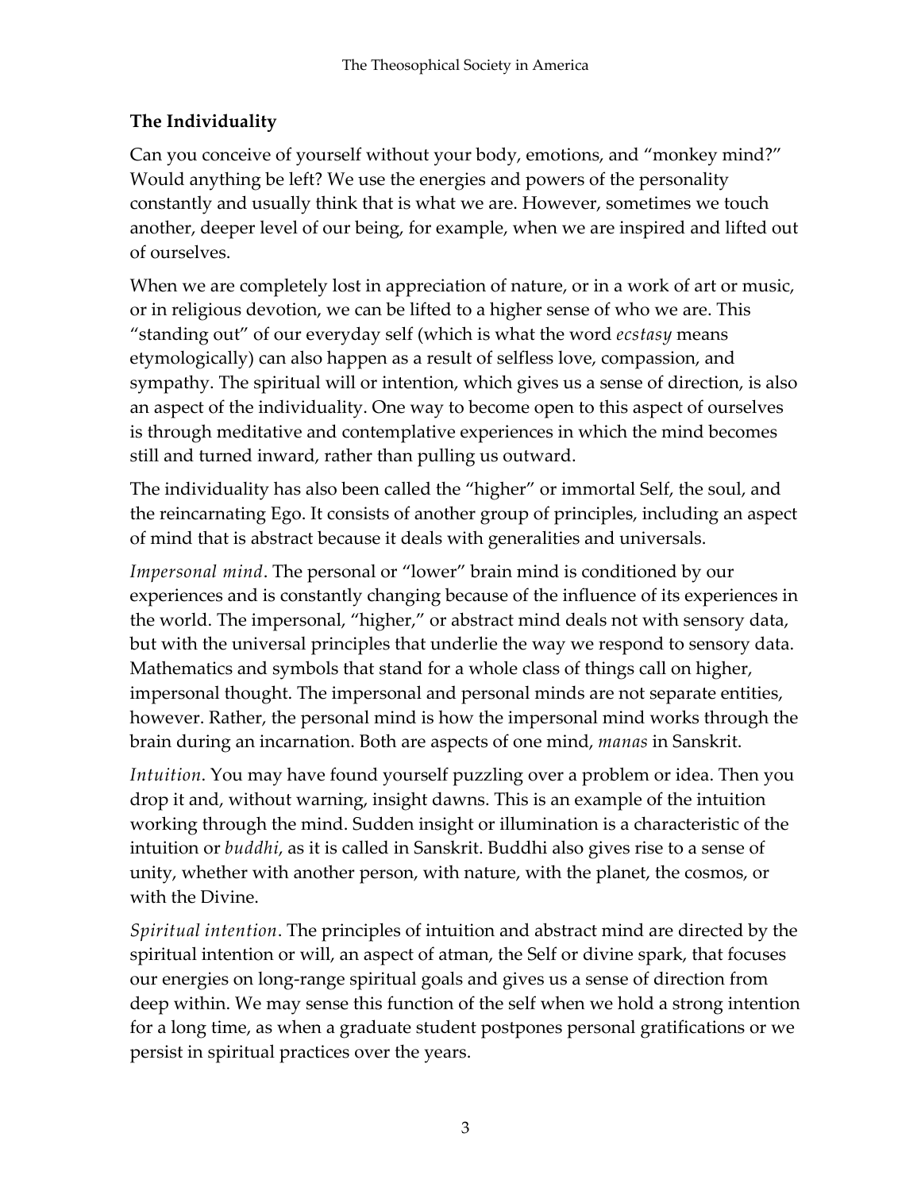## The Individuality

Can you conceive of yourself without your body, emotions, and "monkey mind?" Would anything be left? We use the energies and powers of the personality constantly and usually think that is what we are. However, sometimes we touch another, deeper level of our being, for example, when we are inspired and lifted out of ourselves.

When we are completely lost in appreciation of nature, or in a work of art or music, or in religious devotion, we can be lifted to a higher sense of who we are. This "standing out" of our everyday self (which is what the word *ecstasy* means etymologically) can also happen as a result of selfless love, compassion, and sympathy. The spiritual will or intention, which gives us a sense of direction, is also an aspect of the individuality. One way to become open to this aspect of ourselves is through meditative and contemplative experiences in which the mind becomes still and turned inward, rather than pulling us outward.

The individuality has also been called the "higher" or immortal Self, the soul, and the reincarnating Ego. It consists of another group of principles, including an aspect of mind that is abstract because it deals with generalities and universals.

*Impersonal mind*. The personal or "lower" brain mind is conditioned by our experiences and is constantly changing because of the influence of its experiences in the world. The impersonal, "higher," or abstract mind deals not with sensory data, but with the universal principles that underlie the way we respond to sensory data. Mathematics and symbols that stand for a whole class of things call on higher, impersonal thought. The impersonal and personal minds are not separate entities, however. Rather, the personal mind is how the impersonal mind works through the brain during an incarnation. Both are aspects of one mind, *manas* in Sanskrit.

*Intuition*. You may have found yourself puzzling over a problem or idea. Then you drop it and, without warning, insight dawns. This is an example of the intuition working through the mind. Sudden insight or illumination is a characteristic of the intuition or *buddhi*, as it is called in Sanskrit. Buddhi also gives rise to a sense of unity, whether with another person, with nature, with the planet, the cosmos, or with the Divine.

*Spiritual intention*. The principles of intuition and abstract mind are directed by the spiritual intention or will, an aspect of atman, the Self or divine spark, that focuses our energies on long-range spiritual goals and gives us a sense of direction from deep within. We may sense this function of the self when we hold a strong intention for a long time, as when a graduate student postpones personal gratifications or we persist in spiritual practices over the years.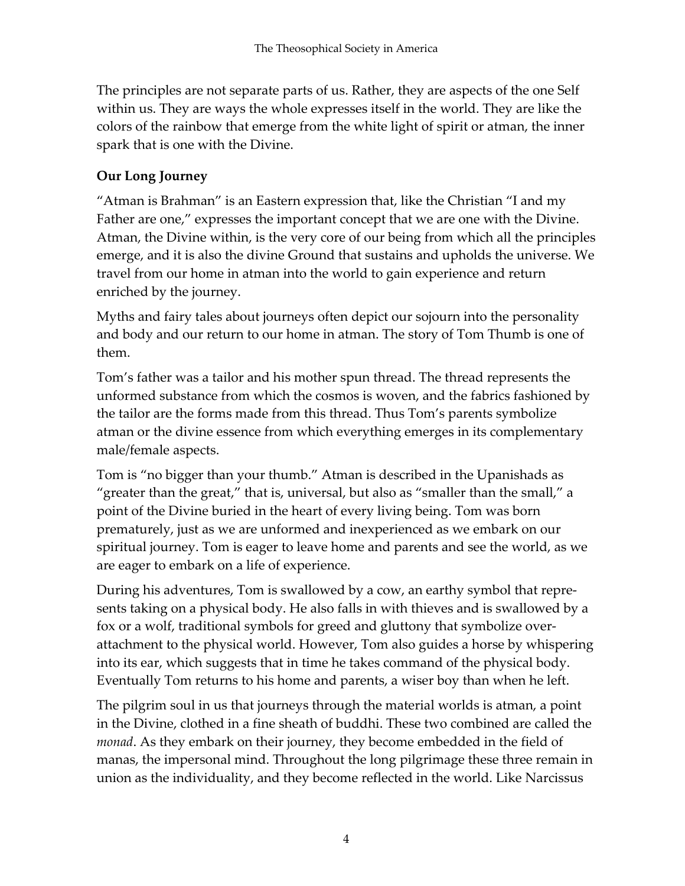The principles are not separate parts of us. Rather, they are aspects of the one Self within us. They are ways the whole expresses itself in the world. They are like the colors of the rainbow that emerge from the white light of spirit or atman, the inner spark that is one with the Divine.

## Our Long Journey

"Atman is Brahman" is an Eastern expression that, like the Christian "I and my Father are one," expresses the important concept that we are one with the Divine. Atman, the Divine within, is the very core of our being from which all the principles emerge, and it is also the divine Ground that sustains and upholds the universe. We travel from our home in atman into the world to gain experience and return enriched by the journey.

Myths and fairy tales about journeys often depict our sojourn into the personality and body and our return to our home in atman. The story of Tom Thumb is one of them.

Tom's father was a tailor and his mother spun thread. The thread represents the unformed substance from which the cosmos is woven, and the fabrics fashioned by the tailor are the forms made from this thread. Thus Tom's parents symbolize atman or the divine essence from which everything emerges in its complementary male/female aspects.

Tom is "no bigger than your thumb." Atman is described in the Upanishads as "greater than the great," that is, universal, but also as "smaller than the small," a point of the Divine buried in the heart of every living being. Tom was born prematurely, just as we are unformed and inexperienced as we embark on our spiritual journey. Tom is eager to leave home and parents and see the world, as we are eager to embark on a life of experience.

During his adventures, Tom is swallowed by a cow, an earthy symbol that represents taking on a physical body. He also falls in with thieves and is swallowed by a fox or a wolf, traditional symbols for greed and gluttony that symbolize over-attachment to the physical world. However, Tom also guides a horse by whispering into its ear, which suggests that in time he takes command of the physical body. Eventually Tom returns to his home and parents, a wiser boy than when he left.

The pilgrim soul in us that journeys through the material worlds is atman, a point in the Divine, clothed in a fine sheath of buddhi. These two combined are called the *monad*. As they embark on their journey, they become embedded in the field of manas, the impersonal mind. Throughout the long pilgrimage these three remain in union as the individuality, and they become reflected in the world. Like Narcissus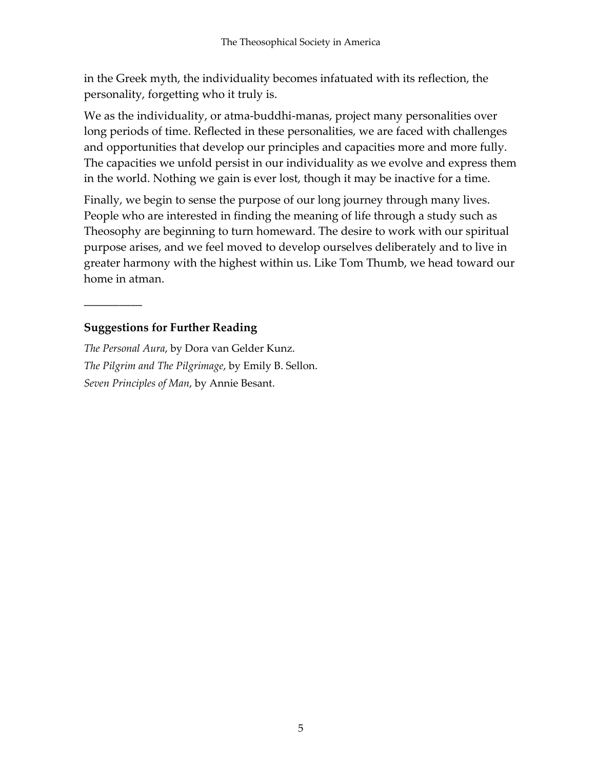in the Greek myth, the individuality becomes infatuated with its reflection, the personality, forgetting who it truly is.

We as the individuality, or atma-buddhi-manas, project many personalities over long periods of time. Reflected in these personalities, we are faced with challenges and opportunities that develop our principles and capacities more and more fully. The capacities we unfold persist in our individuality as we evolve and express them in the world. Nothing we gain is ever lost, though it may be inactive for a time.

Finally, we begin to sense the purpose of our long journey through many lives. People who are interested in finding the meaning of life through a study such as Theosophy are beginning to turn homeward. The desire to work with our spiritual purpose arises, and we feel moved to develop ourselves deliberately and to live in greater harmony with the highest within us. Like Tom Thumb, we head toward our home in atman.

---

**Suggestions for Further Reading**

*The Personal Aura*, by Dora van Gelder Kunz.
*The Pilgrim and The Pilgrimage*, by Emily B. Sellon.
*Seven Principles of Man*, by Annie Besant.